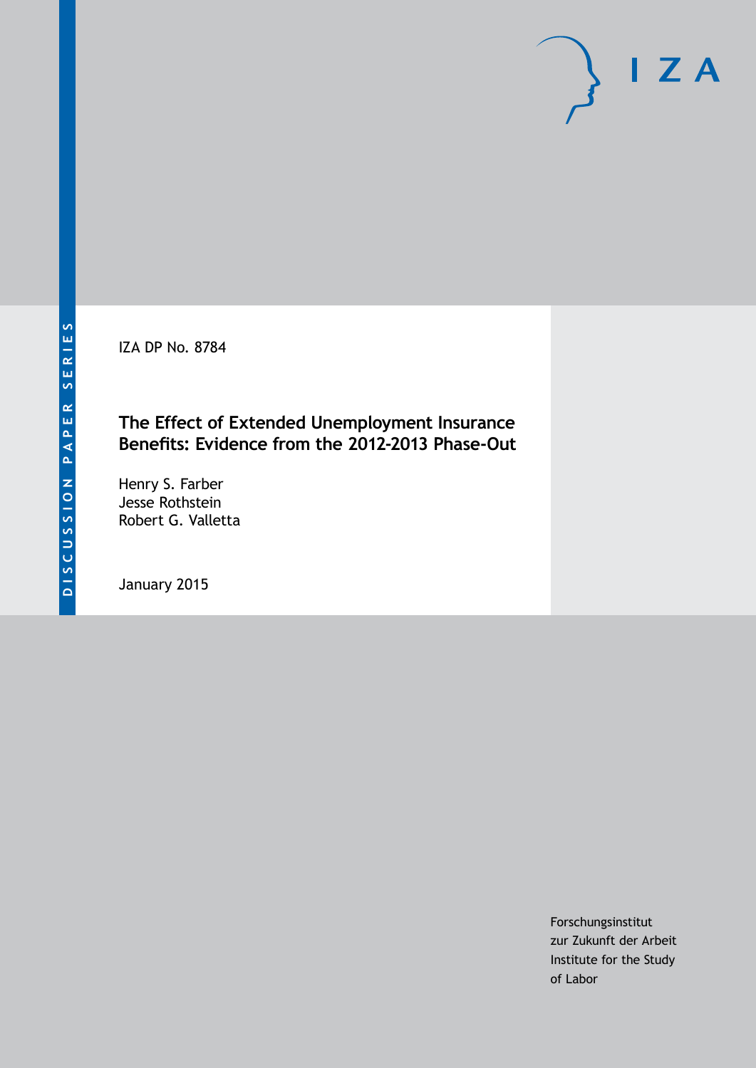DISCUSSION PAPER SERIES

IZA

IZA DP No. 8784

# The Effect of Extended Unemployment Insurance Benefits: Evidence from the 2012-2013 Phase-Out

Henry S. Farber
Jesse Rothstein
Robert G. Valletta

January 2015

Forschungsinstitut
zur Zukunft der Arbeit
Institute for the Study
of Labor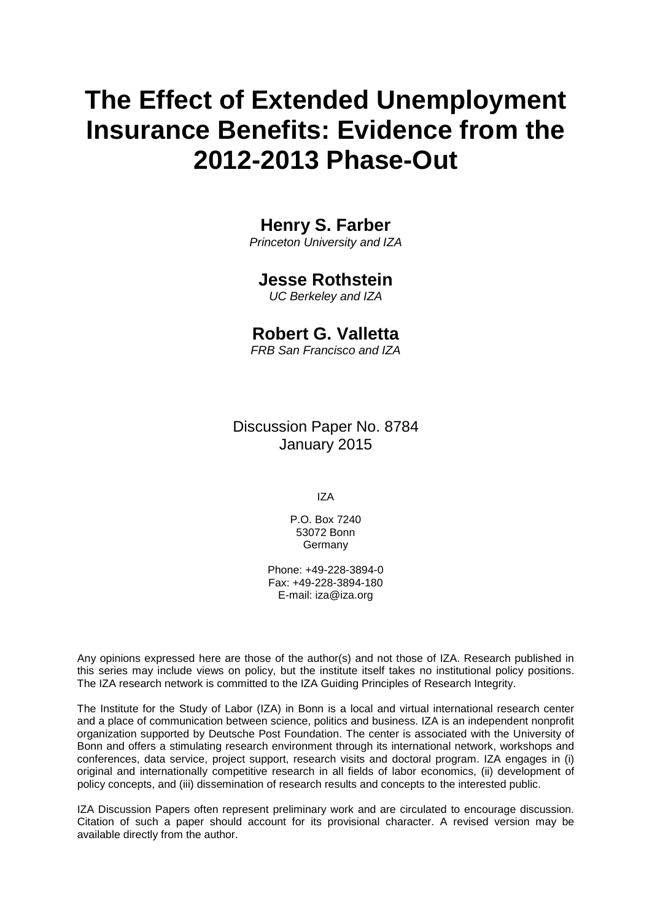# The Effect of Extended Unemployment Insurance Benefits: Evidence from the 2012-2013 Phase-Out

**Henry S. Farber**
*Princeton University and IZA*

**Jesse Rothstein**
*UC Berkeley and IZA*

**Robert G. Valletta**
*FRB San Francisco and IZA*

Discussion Paper No. 8784
January 2015

IZA

P.O. Box 7240
53072 Bonn
Germany

Phone: +49-228-3894-0
Fax: +49-228-3894-180
E-mail: iza@iza.org

Any opinions expressed here are those of the author(s) and not those of IZA. Research published in this series may include views on policy, but the institute itself takes no institutional policy positions. The IZA research network is committed to the IZA Guiding Principles of Research Integrity.

The Institute for the Study of Labor (IZA) in Bonn is a local and virtual international research center and a place of communication between science, politics and business. IZA is an independent nonprofit organization supported by Deutsche Post Foundation. The center is associated with the University of Bonn and offers a stimulating research environment through its international network, workshops and conferences, data service, project support, research visits and doctoral program. IZA engages in (i) original and internationally competitive research in all fields of labor economics, (ii) development of policy concepts, and (iii) dissemination of research results and concepts to the interested public.

IZA Discussion Papers often represent preliminary work and are circulated to encourage discussion. Citation of such a paper should account for its provisional character. A revised version may be available directly from the author.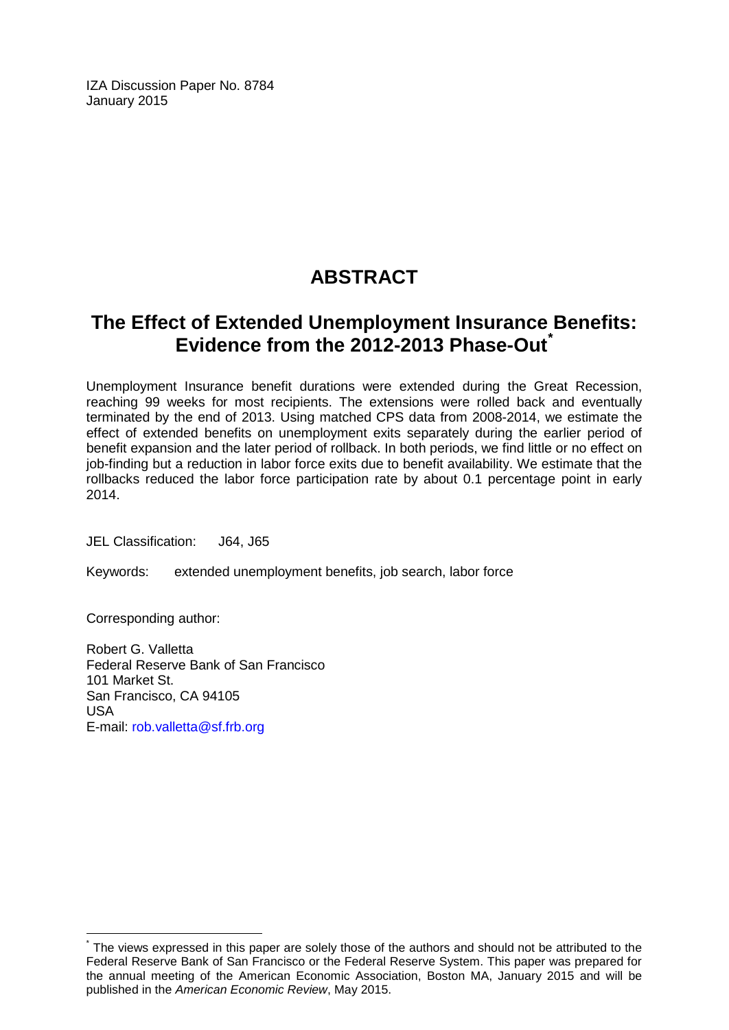IZA Discussion Paper No. 8784
January 2015

# ABSTRACT

## The Effect of Extended Unemployment Insurance Benefits: Evidence from the 2012-2013 Phase-Out[*]

Unemployment Insurance benefit durations were extended during the Great Recession, reaching 99 weeks for most recipients. The extensions were rolled back and eventually terminated by the end of 2013. Using matched CPS data from 2008-2014, we estimate the effect of extended benefits on unemployment exits separately during the earlier period of benefit expansion and the later period of rollback. In both periods, we find little or no effect on job-finding but a reduction in labor force exits due to benefit availability. We estimate that the rollbacks reduced the labor force participation rate by about 0.1 percentage point in early 2014.

JEL Classification: J64, J65

Keywords: extended unemployment benefits, job search, labor force

Corresponding author:

Robert G. Valletta
Federal Reserve Bank of San Francisco
101 Market St.
San Francisco, CA 94105
USA
E-mail: rob.valletta@sf.frb.org

---

[*] The views expressed in this paper are solely those of the authors and should not be attributed to the Federal Reserve Bank of San Francisco or the Federal Reserve System. This paper was prepared for the annual meeting of the American Economic Association, Boston MA, January 2015 and will be published in the *American Economic Review*, May 2015.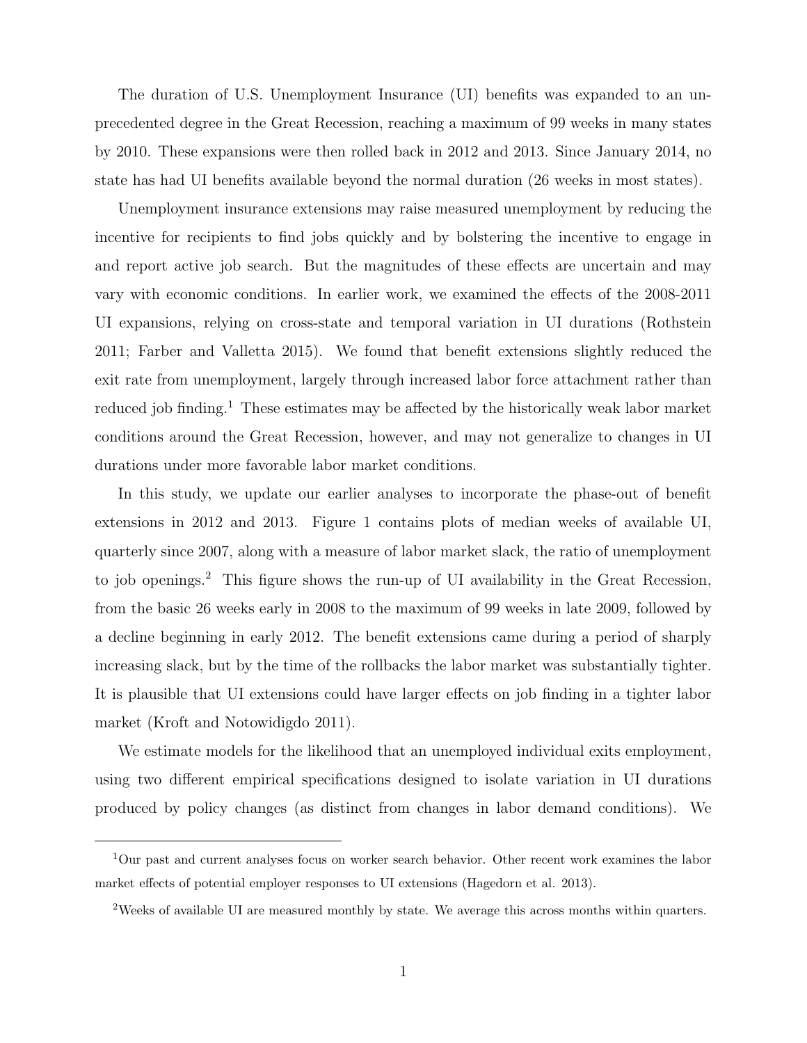The duration of U.S. Unemployment Insurance (UI) benefits was expanded to an unprecedented degree in the Great Recession, reaching a maximum of 99 weeks in many states by 2010. These expansions were then rolled back in 2012 and 2013. Since January 2014, no state has had UI benefits available beyond the normal duration (26 weeks in most states).

Unemployment insurance extensions may raise measured unemployment by reducing the incentive for recipients to find jobs quickly and by bolstering the incentive to engage in and report active job search. But the magnitudes of these effects are uncertain and may vary with economic conditions. In earlier work, we examined the effects of the 2008-2011 UI expansions, relying on cross-state and temporal variation in UI durations (Rothstein 2011; Farber and Valletta 2015). We found that benefit extensions slightly reduced the exit rate from unemployment, largely through increased labor force attachment rather than reduced job finding.[1] These estimates may be affected by the historically weak labor market conditions around the Great Recession, however, and may not generalize to changes in UI durations under more favorable labor market conditions.

In this study, we update our earlier analyses to incorporate the phase-out of benefit extensions in 2012 and 2013. Figure 1 contains plots of median weeks of available UI, quarterly since 2007, along with a measure of labor market slack, the ratio of unemployment to job openings.[2] This figure shows the run-up of UI availability in the Great Recession, from the basic 26 weeks early in 2008 to the maximum of 99 weeks in late 2009, followed by a decline beginning in early 2012. The benefit extensions came during a period of sharply increasing slack, but by the time of the rollbacks the labor market was substantially tighter. It is plausible that UI extensions could have larger effects on job finding in a tighter labor market (Kroft and Notowidigdo 2011).

We estimate models for the likelihood that an unemployed individual exits employment, using two different empirical specifications designed to isolate variation in UI durations produced by policy changes (as distinct from changes in labor demand conditions). We

[1] Our past and current analyses focus on worker search behavior. Other recent work examines the labor market effects of potential employer responses to UI extensions (Hagedorn et al. 2013).

[2] Weeks of available UI are measured monthly by state. We average this across months within quarters.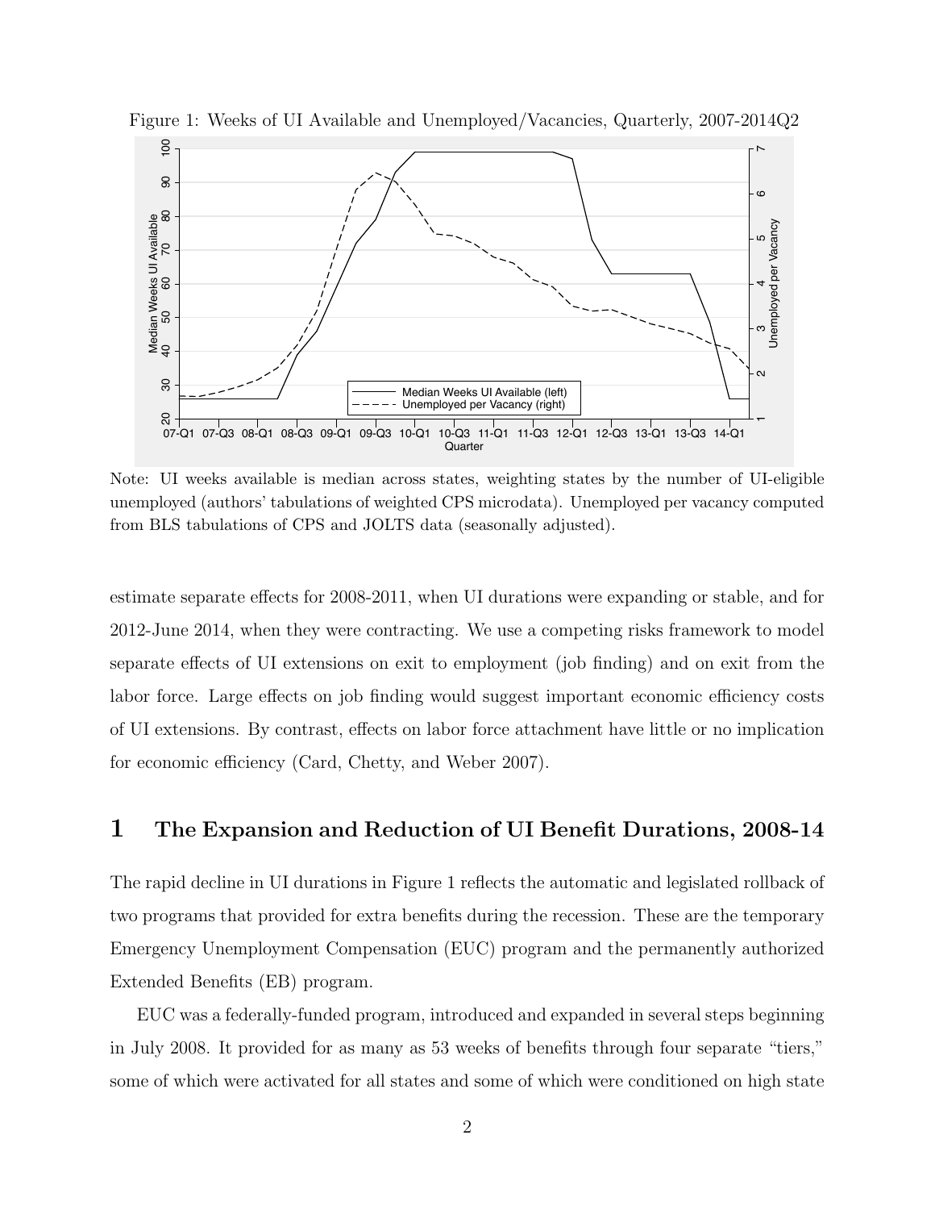Figure 1: Weeks of UI Available and Unemployed/Vacancies, Quarterly, 2007-2014Q2

Note: UI weeks available is median across states, weighting states by the number of UI-eligible unemployed (authors' tabulations of weighted CPS microdata). Unemployed per vacancy computed from BLS tabulations of CPS and JOLTS data (seasonally adjusted).

estimate separate effects for 2008-2011, when UI durations were expanding or stable, and for 2012-June 2014, when they were contracting. We use a competing risks framework to model separate effects of UI extensions on exit to employment (job finding) and on exit from the labor force. Large effects on job finding would suggest important economic efficiency costs of UI extensions. By contrast, effects on labor force attachment have little or no implication for economic efficiency (Card, Chetty, and Weber 2007).

## 1 The Expansion and Reduction of UI Benefit Durations, 2008-14

The rapid decline in UI durations in Figure 1 reflects the automatic and legislated rollback of two programs that provided for extra benefits during the recession. These are the temporary Emergency Unemployment Compensation (EUC) program and the permanently authorized Extended Benefits (EB) program.

EUC was a federally-funded program, introduced and expanded in several steps beginning in July 2008. It provided for as many as 53 weeks of benefits through four separate "tiers," some of which were activated for all states and some of which were conditioned on high state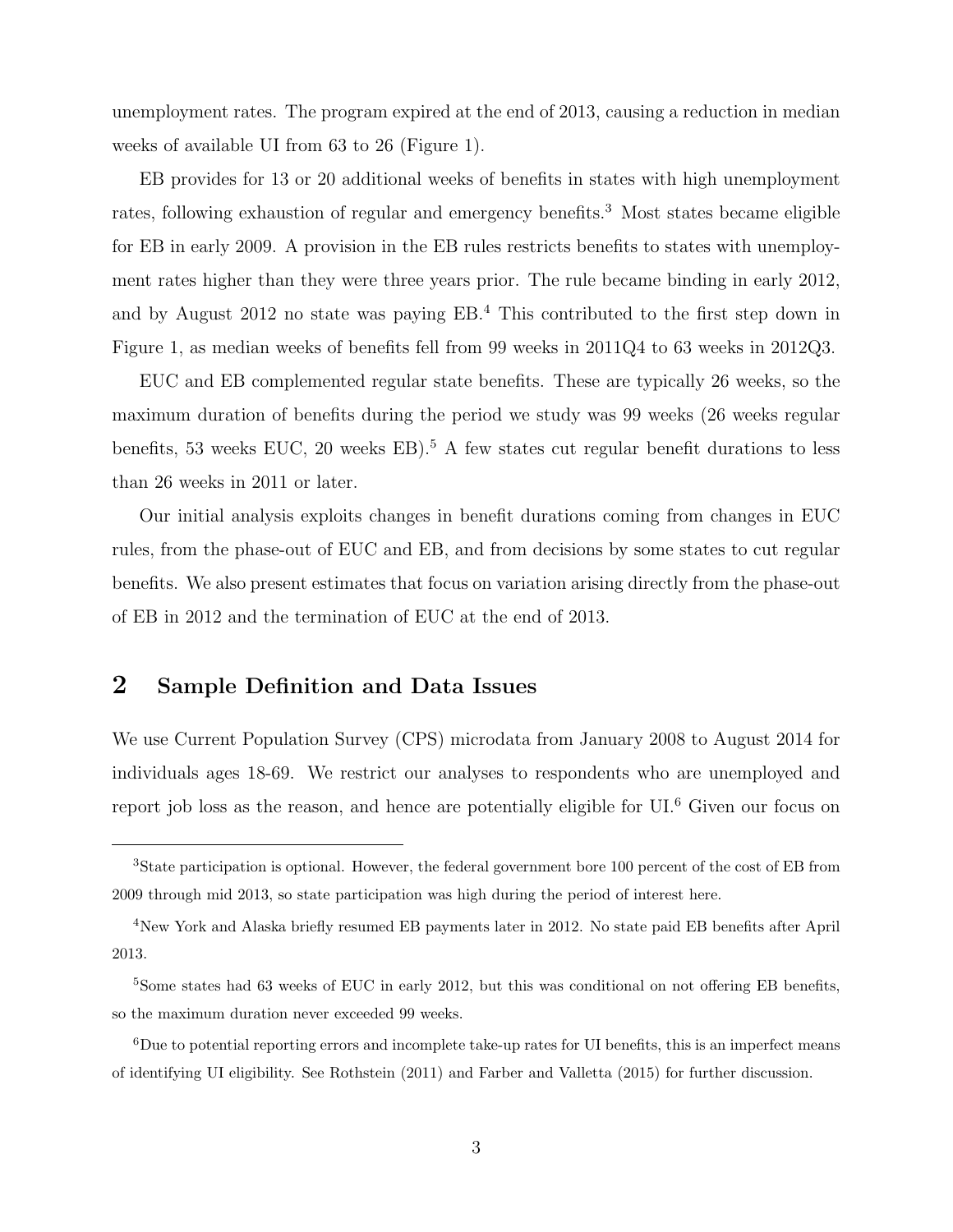unemployment rates. The program expired at the end of 2013, causing a reduction in median weeks of available UI from 63 to 26 (Figure 1).

EB provides for 13 or 20 additional weeks of benefits in states with high unemployment rates, following exhaustion of regular and emergency benefits.[3] Most states became eligible for EB in early 2009. A provision in the EB rules restricts benefits to states with unemployment rates higher than they were three years prior. The rule became binding in early 2012, and by August 2012 no state was paying EB.[4] This contributed to the first step down in Figure 1, as median weeks of benefits fell from 99 weeks in 2011Q4 to 63 weeks in 2012Q3.

EUC and EB complemented regular state benefits. These are typically 26 weeks, so the maximum duration of benefits during the period we study was 99 weeks (26 weeks regular benefits, 53 weeks EUC, 20 weeks EB).[5] A few states cut regular benefit durations to less than 26 weeks in 2011 or later.

Our initial analysis exploits changes in benefit durations coming from changes in EUC rules, from the phase-out of EUC and EB, and from decisions by some states to cut regular benefits. We also present estimates that focus on variation arising directly from the phase-out of EB in 2012 and the termination of EUC at the end of 2013.

## 2 Sample Definition and Data Issues

We use Current Population Survey (CPS) microdata from January 2008 to August 2014 for individuals ages 18-69. We restrict our analyses to respondents who are unemployed and report job loss as the reason, and hence are potentially eligible for UI.[6] Given our focus on

[3] State participation is optional. However, the federal government bore 100 percent of the cost of EB from 2009 through mid 2013, so state participation was high during the period of interest here.

[4] New York and Alaska briefly resumed EB payments later in 2012. No state paid EB benefits after April 2013.

[5] Some states had 63 weeks of EUC in early 2012, but this was conditional on not offering EB benefits, so the maximum duration never exceeded 99 weeks.

[6] Due to potential reporting errors and incomplete take-up rates for UI benefits, this is an imperfect means of identifying UI eligibility. See Rothstein (2011) and Farber and Valletta (2015) for further discussion.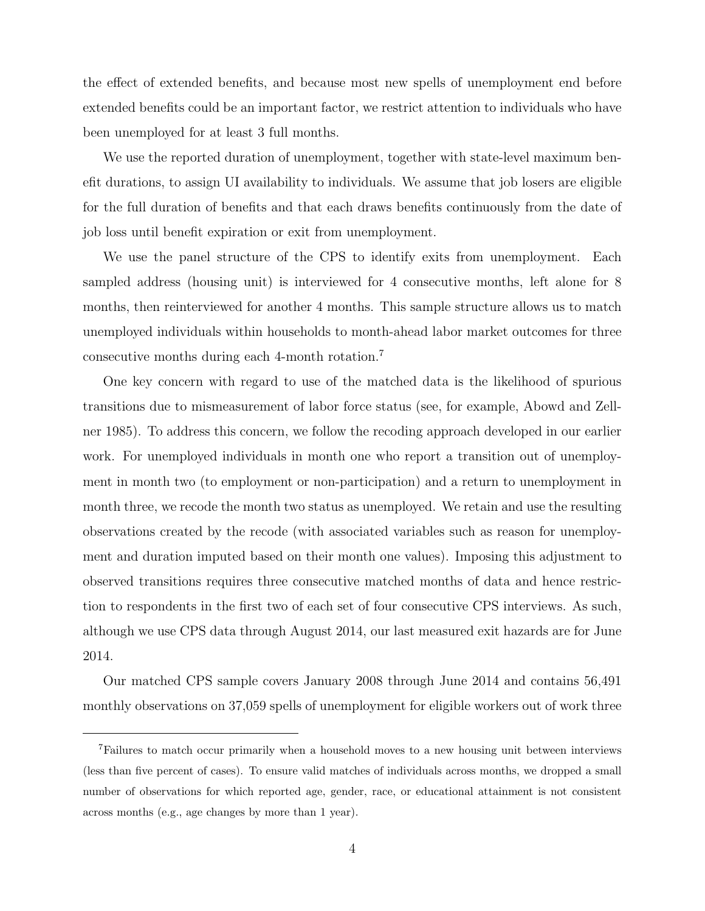the effect of extended benefits, and because most new spells of unemployment end before extended benefits could be an important factor, we restrict attention to individuals who have been unemployed for at least 3 full months.

We use the reported duration of unemployment, together with state-level maximum benefit durations, to assign UI availability to individuals. We assume that job losers are eligible for the full duration of benefits and that each draws benefits continuously from the date of job loss until benefit expiration or exit from unemployment.

We use the panel structure of the CPS to identify exits from unemployment. Each sampled address (housing unit) is interviewed for 4 consecutive months, left alone for 8 months, then reinterviewed for another 4 months. This sample structure allows us to match unemployed individuals within households to month-ahead labor market outcomes for three consecutive months during each 4-month rotation.[7]

One key concern with regard to use of the matched data is the likelihood of spurious transitions due to mismeasurement of labor force status (see, for example, Abowd and Zellner 1985). To address this concern, we follow the recoding approach developed in our earlier work. For unemployed individuals in month one who report a transition out of unemployment in month two (to employment or non-participation) and a return to unemployment in month three, we recode the month two status as unemployed. We retain and use the resulting observations created by the recode (with associated variables such as reason for unemployment and duration imputed based on their month one values). Imposing this adjustment to observed transitions requires three consecutive matched months of data and hence restriction to respondents in the first two of each set of four consecutive CPS interviews. As such, although we use CPS data through August 2014, our last measured exit hazards are for June 2014.

Our matched CPS sample covers January 2008 through June 2014 and contains 56,491 monthly observations on 37,059 spells of unemployment for eligible workers out of work three

[7] Failures to match occur primarily when a household moves to a new housing unit between interviews (less than five percent of cases). To ensure valid matches of individuals across months, we dropped a small number of observations for which reported age, gender, race, or educational attainment is not consistent across months (e.g., age changes by more than 1 year).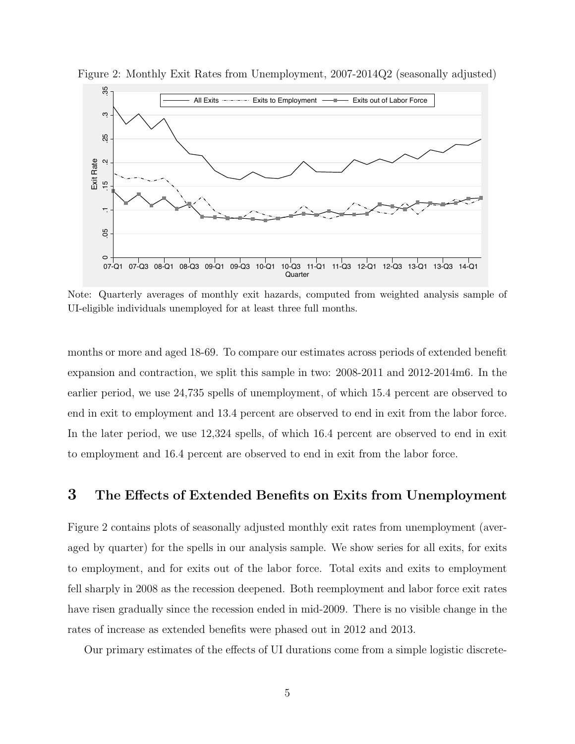Figure 2: Monthly Exit Rates from Unemployment, 2007-2014Q2 (seasonally adjusted)

Note: Quarterly averages of monthly exit hazards, computed from weighted analysis sample of UI-eligible individuals unemployed for at least three full months.

months or more and aged 18-69. To compare our estimates across periods of extended benefit expansion and contraction, we split this sample in two: 2008-2011 and 2012-2014m6. In the earlier period, we use 24,735 spells of unemployment, of which 15.4 percent are observed to end in exit to employment and 13.4 percent are observed to end in exit from the labor force. In the later period, we use 12,324 spells, of which 16.4 percent are observed to end in exit to employment and 16.4 percent are observed to end in exit from the labor force.

# 3 The Effects of Extended Benefits on Exits from Unemployment

Figure 2 contains plots of seasonally adjusted monthly exit rates from unemployment (averaged by quarter) for the spells in our analysis sample. We show series for all exits, for exits to employment, and for exits out of the labor force. Total exits and exits to employment fell sharply in 2008 as the recession deepened. Both reemployment and labor force exit rates have risen gradually since the recession ended in mid-2009. There is no visible change in the rates of increase as extended benefits were phased out in 2012 and 2013.

Our primary estimates of the effects of UI durations come from a simple logistic discrete-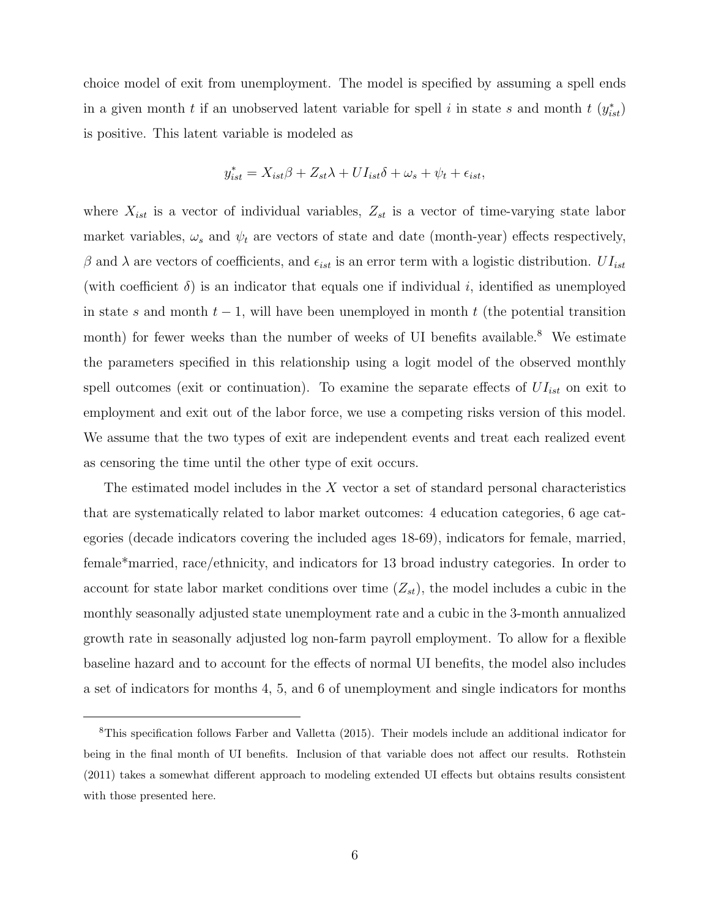choice model of exit from unemployment. The model is specified by assuming a spell ends in a given month $t$ if an unobserved latent variable for spell $i$ in state $s$ and month $t$ ($y^*_{ist}$) is positive. This latent variable is modeled as

$$y^*_{ist} = X_{ist}\beta + Z_{st}\lambda + UI_{ist}\delta + \omega_s + \psi_t + \epsilon_{ist},$$

where $X_{ist}$ is a vector of individual variables, $Z_{st}$ is a vector of time-varying state labor market variables, $\omega_s$ and $\psi_t$ are vectors of state and date (month-year) effects respectively, $\beta$ and $\lambda$ are vectors of coefficients, and $\epsilon_{ist}$ is an error term with a logistic distribution. $UI_{ist}$ (with coefficient $\delta$) is an indicator that equals one if individual $i$, identified as unemployed in state $s$ and month $t-1$, will have been unemployed in month $t$ (the potential transition month) for fewer weeks than the number of weeks of UI benefits available.[8] We estimate the parameters specified in this relationship using a logit model of the observed monthly spell outcomes (exit or continuation). To examine the separate effects of $UI_{ist}$ on exit to employment and exit out of the labor force, we use a competing risks version of this model. We assume that the two types of exit are independent events and treat each realized event as censoring the time until the other type of exit occurs.

The estimated model includes in the $X$ vector a set of standard personal characteristics that are systematically related to labor market outcomes: 4 education categories, 6 age categories (decade indicators covering the included ages 18-69), indicators for female, married, female*married, race/ethnicity, and indicators for 13 broad industry categories. In order to account for state labor market conditions over time ($Z_{st}$), the model includes a cubic in the monthly seasonally adjusted state unemployment rate and a cubic in the 3-month annualized growth rate in seasonally adjusted log non-farm payroll employment. To allow for a flexible baseline hazard and to account for the effects of normal UI benefits, the model also includes a set of indicators for months 4, 5, and 6 of unemployment and single indicators for months

[8] This specification follows Farber and Valletta (2015). Their models include an additional indicator for being in the final month of UI benefits. Inclusion of that variable does not affect our results. Rothstein (2011) takes a somewhat different approach to modeling extended UI effects but obtains results consistent with those presented here.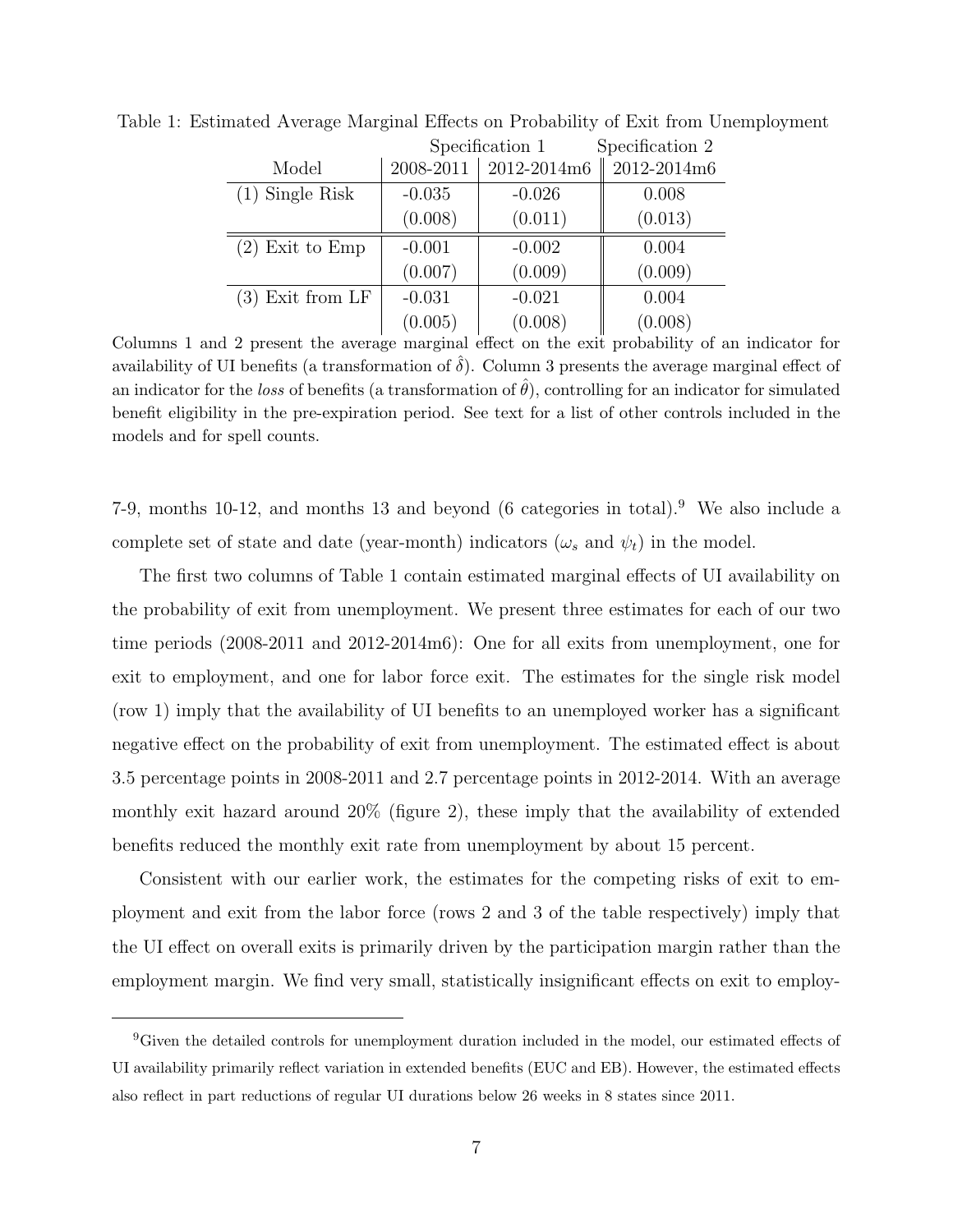Table 1: Estimated Average Marginal Effects on Probability of Exit from Unemployment

| | Specification 1 | | Specification 2 |
|---|---|---|---|
| Model | 2008-2011 | 2012-2014m6 | 2012-2014m6 |
| (1) Single Risk | -0.035 | -0.026 | 0.008 |
| | (0.008) | (0.011) | (0.013) |
| (2) Exit to Emp | -0.001 | -0.002 | 0.004 |
| | (0.007) | (0.009) | (0.009) |
| (3) Exit from LF | -0.031 | -0.021 | 0.004 |
| | (0.005) | (0.008) | (0.008) |

Columns 1 and 2 present the average marginal effect on the exit probability of an indicator for availability of UI benefits (a transformation of $\hat{\delta}$). Column 3 presents the average marginal effect of an indicator for the *loss* of benefits (a transformation of $\hat{\theta}$), controlling for an indicator for simulated benefit eligibility in the pre-expiration period. See text for a list of other controls included in the models and for spell counts.

7-9, months 10-12, and months 13 and beyond (6 categories in total).[9] We also include a complete set of state and date (year-month) indicators ($\omega_s$ and $\psi_t$) in the model.

The first two columns of Table 1 contain estimated marginal effects of UI availability on the probability of exit from unemployment. We present three estimates for each of our two time periods (2008-2011 and 2012-2014m6): One for all exits from unemployment, one for exit to employment, and one for labor force exit. The estimates for the single risk model (row 1) imply that the availability of UI benefits to an unemployed worker has a significant negative effect on the probability of exit from unemployment. The estimated effect is about 3.5 percentage points in 2008-2011 and 2.7 percentage points in 2012-2014. With an average monthly exit hazard around 20% (figure 2), these imply that the availability of extended benefits reduced the monthly exit rate from unemployment by about 15 percent.

Consistent with our earlier work, the estimates for the competing risks of exit to employment and exit from the labor force (rows 2 and 3 of the table respectively) imply that the UI effect on overall exits is primarily driven by the participation margin rather than the employment margin. We find very small, statistically insignificant effects on exit to employ-

[9]Given the detailed controls for unemployment duration included in the model, our estimated effects of UI availability primarily reflect variation in extended benefits (EUC and EB). However, the estimated effects also reflect in part reductions of regular UI durations below 26 weeks in 8 states since 2011.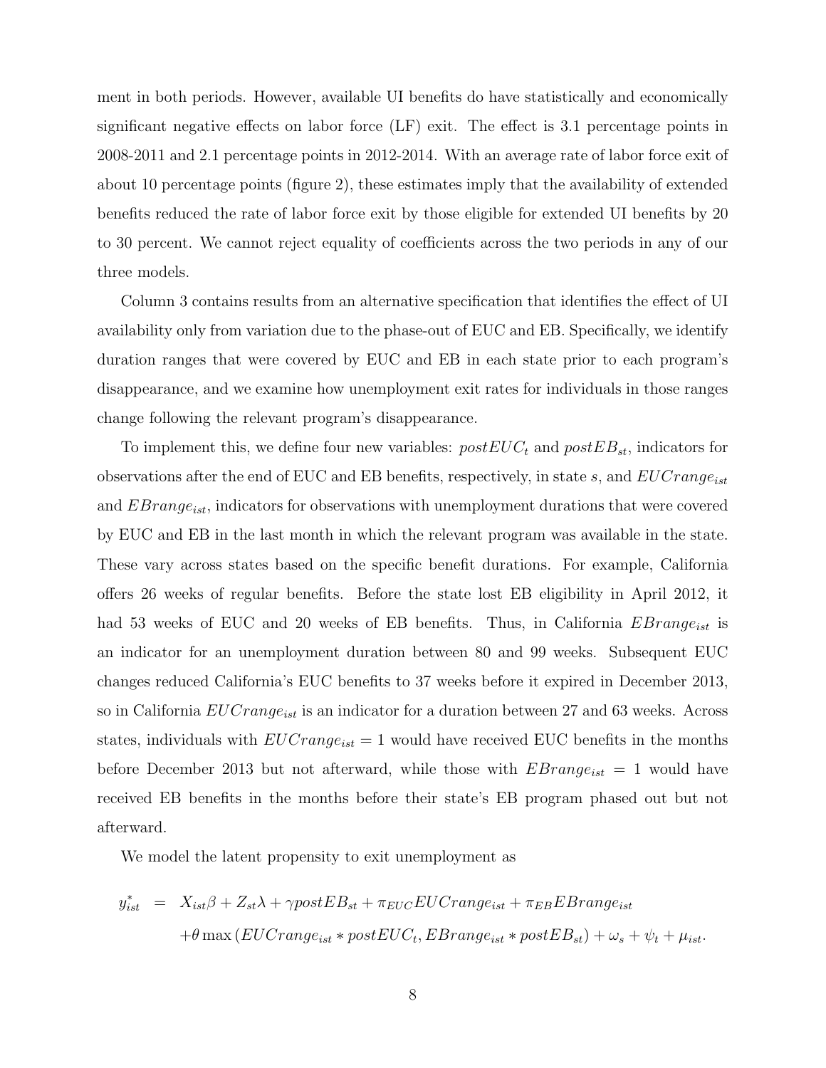ment in both periods. However, available UI benefits do have statistically and economically significant negative effects on labor force (LF) exit. The effect is 3.1 percentage points in 2008-2011 and 2.1 percentage points in 2012-2014. With an average rate of labor force exit of about 10 percentage points (figure 2), these estimates imply that the availability of extended benefits reduced the rate of labor force exit by those eligible for extended UI benefits by 20 to 30 percent. We cannot reject equality of coefficients across the two periods in any of our three models.

Column 3 contains results from an alternative specification that identifies the effect of UI availability only from variation due to the phase-out of EUC and EB. Specifically, we identify duration ranges that were covered by EUC and EB in each state prior to each program's disappearance, and we examine how unemployment exit rates for individuals in those ranges change following the relevant program's disappearance.

To implement this, we define four new variables: $postEUC_t$ and $postEB_{st}$, indicators for observations after the end of EUC and EB benefits, respectively, in state $s$, and $EUCrange_{ist}$ and $EBrange_{ist}$, indicators for observations with unemployment durations that were covered by EUC and EB in the last month in which the relevant program was available in the state. These vary across states based on the specific benefit durations. For example, California offers 26 weeks of regular benefits. Before the state lost EB eligibility in April 2012, it had 53 weeks of EUC and 20 weeks of EB benefits. Thus, in California $EBrange_{ist}$ is an indicator for an unemployment duration between 80 and 99 weeks. Subsequent EUC changes reduced California's EUC benefits to 37 weeks before it expired in December 2013, so in California $EUCrange_{ist}$ is an indicator for a duration between 27 and 63 weeks. Across states, individuals with $EUCrange_{ist} = 1$ would have received EUC benefits in the months before December 2013 but not afterward, while those with $EBrange_{ist} = 1$ would have received EB benefits in the months before their state's EB program phased out but not afterward.

We model the latent propensity to exit unemployment as

$$
\begin{aligned}
y^*_{ist} &= X_{ist}\beta + Z_{st}\lambda + \gamma postEB_{st} + \pi_{EUC} EUCrange_{ist} + \pi_{EB} EBrange_{ist} \\
&\quad + \theta \max\left(EUCrange_{ist} * postEUC_t, EBrange_{ist} * postEB_{st}\right) + \omega_s + \psi_t + \mu_{ist}.
\end{aligned}
$$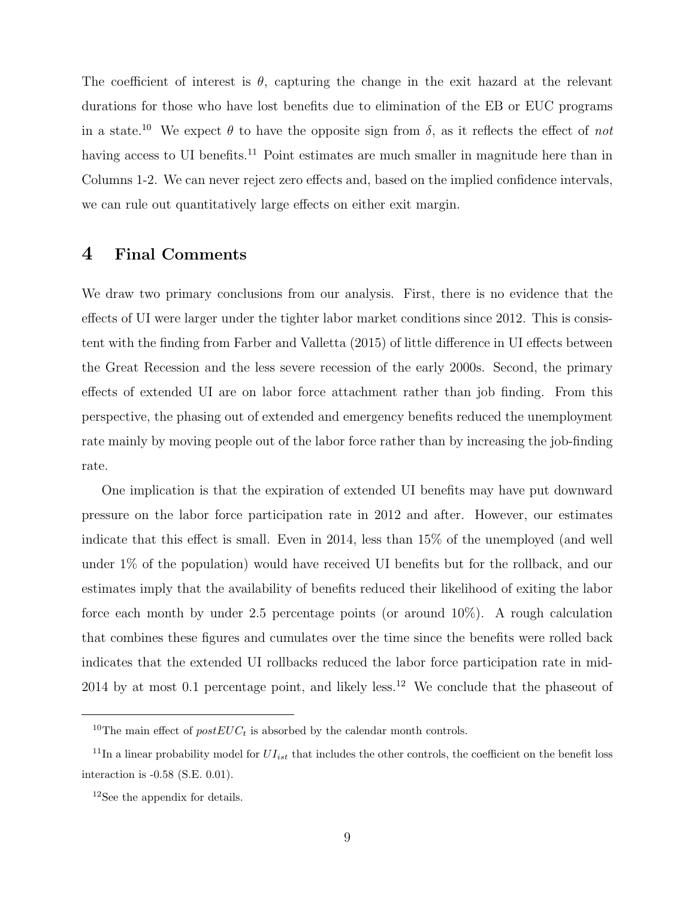The coefficient of interest is $\theta$, capturing the change in the exit hazard at the relevant durations for those who have lost benefits due to elimination of the EB or EUC programs in a state.[10] We expect $\theta$ to have the opposite sign from $\delta$, as it reflects the effect of *not* having access to UI benefits.[11] Point estimates are much smaller in magnitude here than in Columns 1-2. We can never reject zero effects and, based on the implied confidence intervals, we can rule out quantitatively large effects on either exit margin.

## 4 Final Comments

We draw two primary conclusions from our analysis. First, there is no evidence that the effects of UI were larger under the tighter labor market conditions since 2012. This is consistent with the finding from Farber and Valletta (2015) of little difference in UI effects between the Great Recession and the less severe recession of the early 2000s. Second, the primary effects of extended UI are on labor force attachment rather than job finding. From this perspective, the phasing out of extended and emergency benefits reduced the unemployment rate mainly by moving people out of the labor force rather than by increasing the job-finding rate.

One implication is that the expiration of extended UI benefits may have put downward pressure on the labor force participation rate in 2012 and after. However, our estimates indicate that this effect is small. Even in 2014, less than 15% of the unemployed (and well under 1% of the population) would have received UI benefits but for the rollback, and our estimates imply that the availability of benefits reduced their likelihood of exiting the labor force each month by under 2.5 percentage points (or around 10%). A rough calculation that combines these figures and cumulates over the time since the benefits were rolled back indicates that the extended UI rollbacks reduced the labor force participation rate in mid-2014 by at most 0.1 percentage point, and likely less.[12] We conclude that the phaseout of

---

[10] The main effect of $postEUC_t$ is absorbed by the calendar month controls.

[11] In a linear probability model for $UI_{ist}$ that includes the other controls, the coefficient on the benefit loss interaction is -0.58 (S.E. 0.01).

[12] See the appendix for details.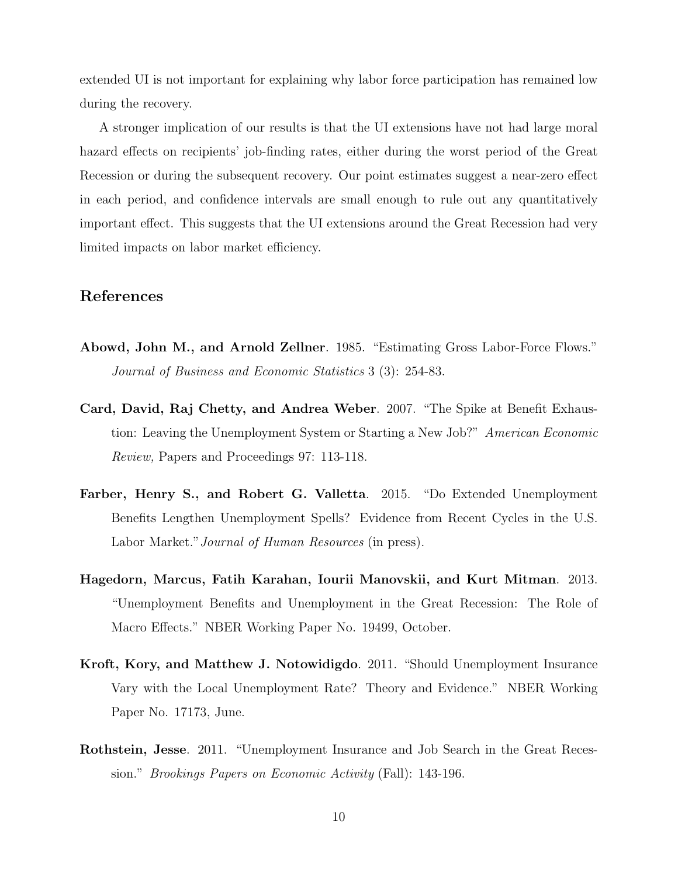extended UI is not important for explaining why labor force participation has remained low during the recovery.

A stronger implication of our results is that the UI extensions have not had large moral hazard effects on recipients' job-finding rates, either during the worst period of the Great Recession or during the subsequent recovery. Our point estimates suggest a near-zero effect in each period, and confidence intervals are small enough to rule out any quantitatively important effect. This suggests that the UI extensions around the Great Recession had very limited impacts on labor market efficiency.

## References

**Abowd, John M., and Arnold Zellner**. 1985. "Estimating Gross Labor-Force Flows." *Journal of Business and Economic Statistics* 3 (3): 254-83.

**Card, David, Raj Chetty, and Andrea Weber**. 2007. "The Spike at Benefit Exhaustion: Leaving the Unemployment System or Starting a New Job?" *American Economic Review,* Papers and Proceedings 97: 113-118.

**Farber, Henry S., and Robert G. Valletta**. 2015. "Do Extended Unemployment Benefits Lengthen Unemployment Spells? Evidence from Recent Cycles in the U.S. Labor Market." *Journal of Human Resources* (in press).

**Hagedorn, Marcus, Fatih Karahan, Iourii Manovskii, and Kurt Mitman**. 2013. "Unemployment Benefits and Unemployment in the Great Recession: The Role of Macro Effects." NBER Working Paper No. 19499, October.

**Kroft, Kory, and Matthew J. Notowidigdo**. 2011. "Should Unemployment Insurance Vary with the Local Unemployment Rate? Theory and Evidence." NBER Working Paper No. 17173, June.

**Rothstein, Jesse**. 2011. "Unemployment Insurance and Job Search in the Great Recession." *Brookings Papers on Economic Activity* (Fall): 143-196.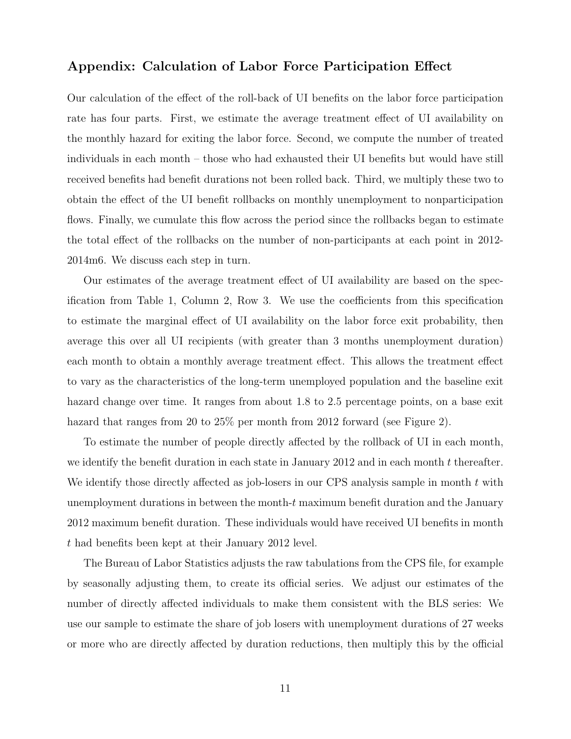## Appendix: Calculation of Labor Force Participation Effect

Our calculation of the effect of the roll-back of UI benefits on the labor force participation rate has four parts. First, we estimate the average treatment effect of UI availability on the monthly hazard for exiting the labor force. Second, we compute the number of treated individuals in each month – those who had exhausted their UI benefits but would have still received benefits had benefit durations not been rolled back. Third, we multiply these two to obtain the effect of the UI benefit rollbacks on monthly unemployment to nonparticipation flows. Finally, we cumulate this flow across the period since the rollbacks began to estimate the total effect of the rollbacks on the number of non-participants at each point in 2012-2014m6. We discuss each step in turn.

Our estimates of the average treatment effect of UI availability are based on the specification from Table 1, Column 2, Row 3. We use the coefficients from this specification to estimate the marginal effect of UI availability on the labor force exit probability, then average this over all UI recipients (with greater than 3 months unemployment duration) each month to obtain a monthly average treatment effect. This allows the treatment effect to vary as the characteristics of the long-term unemployed population and the baseline exit hazard change over time. It ranges from about 1.8 to 2.5 percentage points, on a base exit hazard that ranges from 20 to 25% per month from 2012 forward (see Figure 2).

To estimate the number of people directly affected by the rollback of UI in each month, we identify the benefit duration in each state in January 2012 and in each month $t$ thereafter. We identify those directly affected as job-losers in our CPS analysis sample in month $t$ with unemployment durations in between the month-$t$ maximum benefit duration and the January 2012 maximum benefit duration. These individuals would have received UI benefits in month $t$ had benefits been kept at their January 2012 level.

The Bureau of Labor Statistics adjusts the raw tabulations from the CPS file, for example by seasonally adjusting them, to create its official series. We adjust our estimates of the number of directly affected individuals to make them consistent with the BLS series: We use our sample to estimate the share of job losers with unemployment durations of 27 weeks or more who are directly affected by duration reductions, then multiply this by the official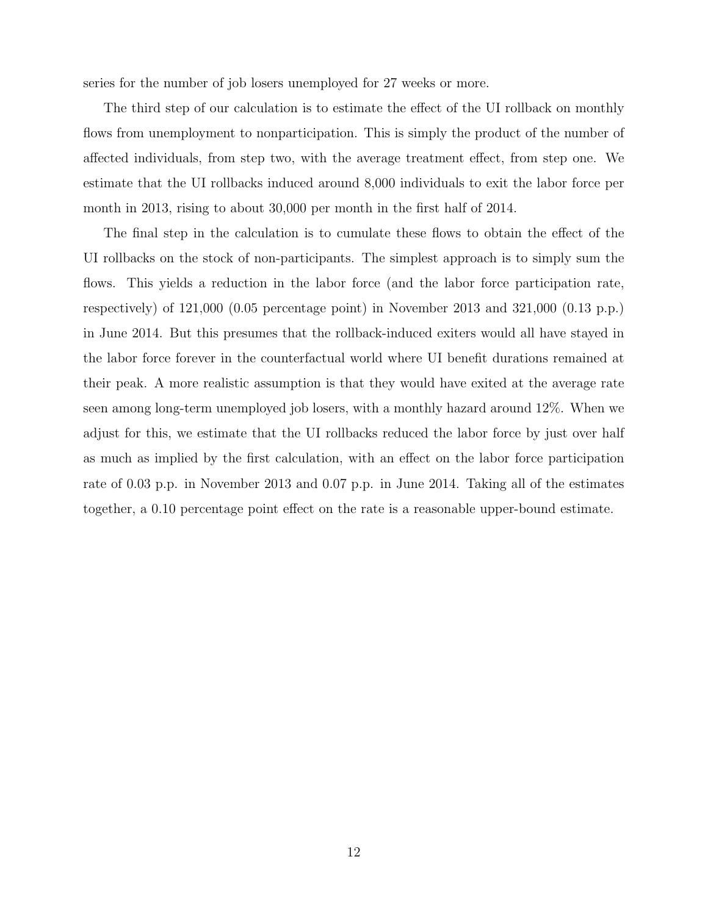series for the number of job losers unemployed for 27 weeks or more.

The third step of our calculation is to estimate the effect of the UI rollback on monthly flows from unemployment to nonparticipation. This is simply the product of the number of affected individuals, from step two, with the average treatment effect, from step one. We estimate that the UI rollbacks induced around 8,000 individuals to exit the labor force per month in 2013, rising to about 30,000 per month in the first half of 2014.

The final step in the calculation is to cumulate these flows to obtain the effect of the UI rollbacks on the stock of non-participants. The simplest approach is to simply sum the flows. This yields a reduction in the labor force (and the labor force participation rate, respectively) of 121,000 (0.05 percentage point) in November 2013 and 321,000 (0.13 p.p.) in June 2014. But this presumes that the rollback-induced exiters would all have stayed in the labor force forever in the counterfactual world where UI benefit durations remained at their peak. A more realistic assumption is that they would have exited at the average rate seen among long-term unemployed job losers, with a monthly hazard around 12%. When we adjust for this, we estimate that the UI rollbacks reduced the labor force by just over half as much as implied by the first calculation, with an effect on the labor force participation rate of 0.03 p.p. in November 2013 and 0.07 p.p. in June 2014. Taking all of the estimates together, a 0.10 percentage point effect on the rate is a reasonable upper-bound estimate.